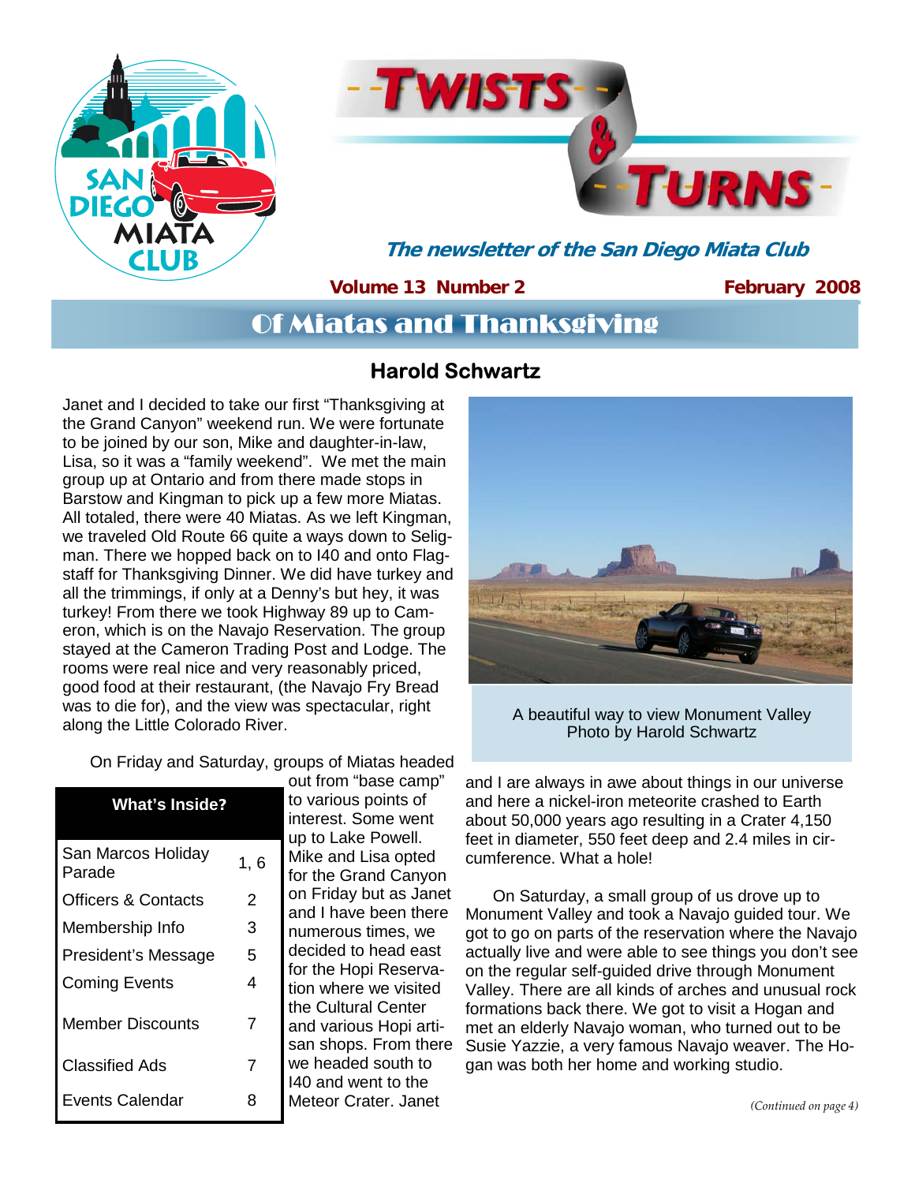# Twists & Turns

*The newsletter of the San Diego Miata Club*

**Volume 13 Number 2** **February 2008**

## Of Miatas and Thanksgiving

### Harold Schwartz

Janet and I decided to take our first "Thanksgiving at the Grand Canyon" weekend run. We were fortunate to be joined by our son, Mike and daughter-in-law, Lisa, so it was a "family weekend". We met the main group up at Ontario and from there made stops in Barstow and Kingman to pick up a few more Miatas. All totaled, there were 40 Miatas. As we left Kingman, we traveled Old Route 66 quite a ways down to Seligman. There we hopped back on to I40 and onto Flagstaff for Thanksgiving Dinner. We did have turkey and all the trimmings, if only at a Denny's but hey, it was turkey! From there we took Highway 89 up to Cameron, which is on the Navajo Reservation. The group stayed at the Cameron Trading Post and Lodge. The rooms were real nice and very reasonably priced, good food at their restaurant, (the Navajo Fry Bread was to die for), and the view was spectacular, right along the Little Colorado River.

On Friday and Saturday, groups of Miatas headed out from "base camp" to various points of interest. Some went up to Lake Powell. Mike and Lisa opted for the Grand Canyon on Friday but as Janet and I have been there numerous times, we decided to head east for the Hopi Reservation where we visited the Cultural Center and various Hopi artisan shops. From there we headed south to I40 and went to the Meteor Crater. Janet and I are always in awe about things in our universe and here a nickel-iron meteorite crashed to Earth about 50,000 years ago resulting in a Crater 4,150 feet in diameter, 550 feet deep and 2.4 miles in circumference. What a hole!

A beautiful way to view Monument Valley
Photo by Harold Schwartz

On Saturday, a small group of us drove up to Monument Valley and took a Navajo guided tour. We got to go on parts of the reservation where the Navajo actually live and were able to see things you don't see on the regular self-guided drive through Monument Valley. There are all kinds of arches and unusual rock formations back there. We got to visit a Hogan and met an elderly Navajo woman, who turned out to be Susie Yazzie, a very famous Navajo weaver. The Hogan was both her home and working studio.

*(Continued on page 4)*

| What's Inside? | |
| --- | --- |
| San Marcos Holiday Parade | 1, 6 |
| Officers & Contacts | 2 |
| Membership Info | 3 |
| President's Message | 5 |
| Coming Events | 4 |
| Member Discounts | 7 |
| Classified Ads | 7 |
| Events Calendar | 8 |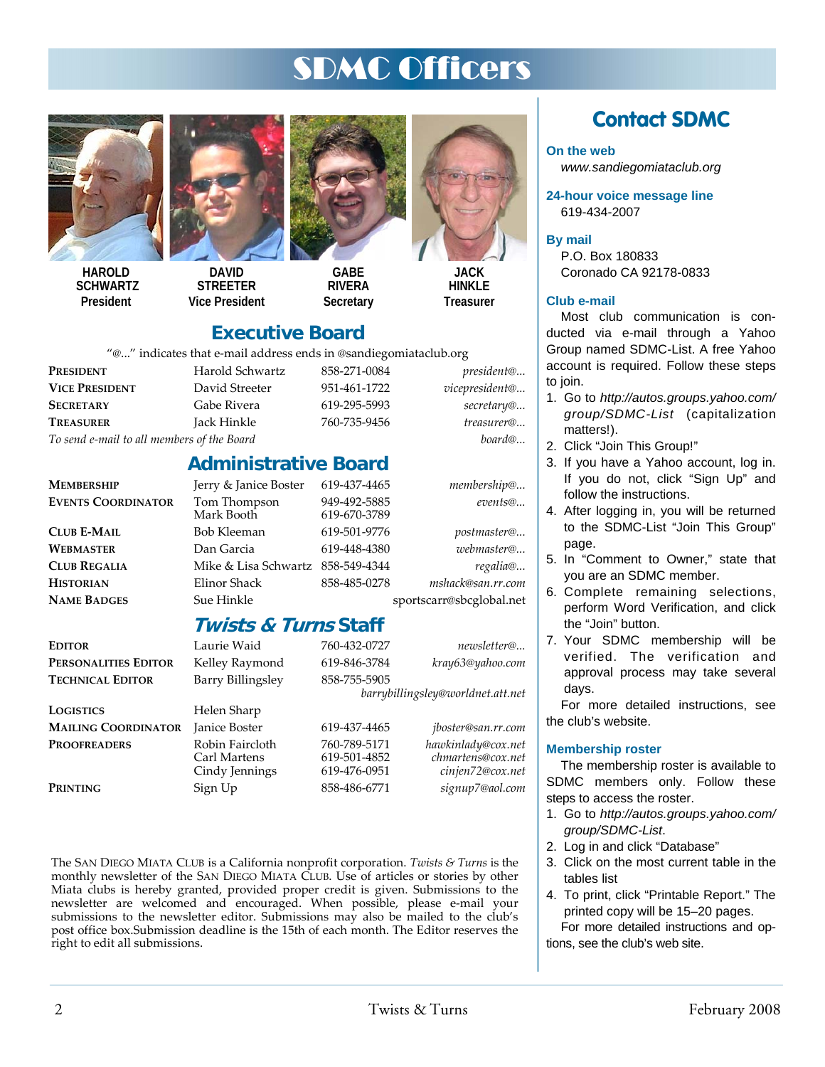# SDMC Officers

**HAROLD SCHWARTZ**
President

**DAVID STREETER**
Vice President

**GABE RIVERA**
Secretary

**JACK HINKLE**
Treasurer

## Executive Board

"@..." indicates that e-mail address ends in @sandiegomiataclub.org

| | | | |
|---|---|---|---|
| **PRESIDENT** | Harold Schwartz | 858-271-0084 | *president@...* |
| **VICE PRESIDENT** | David Streeter | 951-461-1722 | *vicepresident@...* |
| **SECRETARY** | Gabe Rivera | 619-295-5993 | *secretary@...* |
| **TREASURER** | Jack Hinkle | 760-735-9456 | *treasurer@...* |
| *To send e-mail to all members of the Board* | | | *board@...* |

## Administrative Board

| | | | |
|---|---|---|---|
| **MEMBERSHIP** | Jerry & Janice Boster | 619-437-4465 | *membership@...* |
| **EVENTS COORDINATOR** | Tom Thompson<br>Mark Booth | 949-492-5885<br>619-670-3789 | *events@...* |
| **CLUB E-MAIL** | Bob Kleeman | 619-501-9776 | *postmaster@...* |
| **WEBMASTER** | Dan Garcia | 619-448-4380 | *webmaster@...* |
| **CLUB REGALIA** | Mike & Lisa Schwartz | 858-549-4344 | *regalia@...* |
| **HISTORIAN** | Elinor Shack | 858-485-0278 | *mshack@san.rr.com* |
| **NAME BADGES** | Sue Hinkle | | sportscarr@sbcglobal.net |

## *Twists & Turns* Staff

| | | | |
|---|---|---|---|
| **EDITOR** | Laurie Waid | 760-432-0727 | *newsletter@...* |
| **PERSONALITIES EDITOR** | Kelley Raymond | 619-846-3784 | *kray63@yahoo.com* |
| **TECHNICAL EDITOR** | Barry Billingsley | 858-755-5905 | *barrybillingsley@worldnet.att.net* |
| **LOGISTICS** | Helen Sharp | | |
| **MAILING COORDINATOR** | Janice Boster | 619-437-4465 | *jboster@san.rr.com* |
| **PROOFREADERS** | Robin Faircloth<br>Carl Martens<br>Cindy Jennings | 760-789-5171<br>619-501-4852<br>619-476-0951 | *hawkinlady@cox.net*<br>*chmartens@cox.net*<br>*cinjen72@cox.net* |
| **PRINTING** | Sign Up | 858-486-6771 | *signup7@aol.com* |

The SAN DIEGO MIATA CLUB is a California nonprofit corporation. *Twists & Turns* is the monthly newsletter of the SAN DIEGO MIATA CLUB. Use of articles or stories by other Miata clubs is hereby granted, provided proper credit is given. Submissions to the newsletter are welcomed and encouraged. When possible, please e-mail your submissions to the newsletter editor. Submissions may also be mailed to the club's post office box.Submission deadline is the 15th of each month. The Editor reserves the right to edit all submissions.

## Contact SDMC

### On the web
*www.sandiegomiataclub.org*

### 24-hour voice message line
619-434-2007

### By mail
P.O. Box 180833
Coronado CA 92178-0833

### Club e-mail
Most club communication is conducted via e-mail through a Yahoo Group named SDMC-List. A free Yahoo account is required. Follow these steps to join.

1. Go to *http://autos.groups.yahoo.com/group/SDMC-List* (capitalization matters!).
2. Click "Join This Group!"
3. If you have a Yahoo account, log in. If you do not, click "Sign Up" and follow the instructions.
4. After logging in, you will be returned to the SDMC-List "Join This Group" page.
5. In "Comment to Owner," state that you are an SDMC member.
6. Complete remaining selections, perform Word Verification, and click the "Join" button.
7. Your SDMC membership will be verified. The verification and approval process may take several days.

For more detailed instructions, see the club's website.

### Membership roster
The membership roster is available to SDMC members only. Follow these steps to access the roster.

1. Go to *http://autos.groups.yahoo.com/group/SDMC-List*.
2. Log in and click "Database"
3. Click on the most current table in the tables list
4. To print, click "Printable Report." The printed copy will be 15–20 pages.

For more detailed instructions and options, see the club's web site.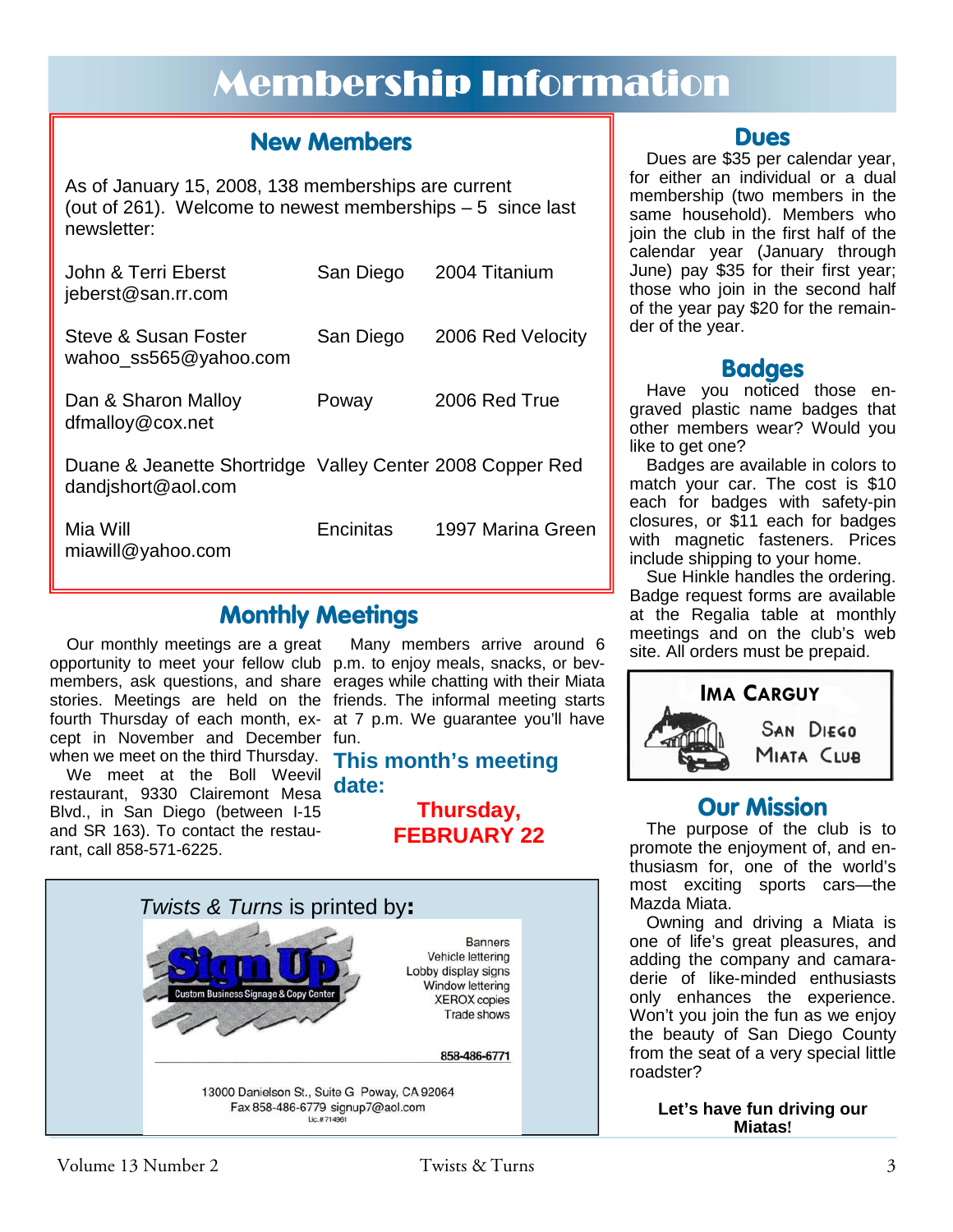# Membership Information

## New Members

As of January 15, 2008, 138 memberships are current (out of 261). Welcome to newest memberships – 5 since last newsletter:

| Name | City | Car |
|---|---|---|
| John & Terri Eberst<br>jeberst@san.rr.com | San Diego | 2004 Titanium |
| Steve & Susan Foster<br>wahoo_ss565@yahoo.com | San Diego | 2006 Red Velocity |
| Dan & Sharon Malloy<br>dfmalloy@cox.net | Poway | 2006 Red True |
| Duane & Jeanette Shortridge<br>dandjshort@aol.com | Valley Center | 2008 Copper Red |
| Mia Will<br>miawill@yahoo.com | Encinitas | 1997 Marina Green |

## Monthly Meetings

Our monthly meetings are a great opportunity to meet your fellow club members, ask questions, and share stories. Meetings are held on the fourth Thursday of each month, except in November and December when we meet on the third Thursday.

We meet at the Boll Weevil restaurant, 9330 Clairemont Mesa Blvd., in San Diego (between I-15 and SR 163). To contact the restaurant, call 858-571-6225.

Many members arrive around 6 p.m. to enjoy meals, snacks, or beverages while chatting with their Miata friends. The informal meeting starts at 7 p.m. We guarantee you'll have fun.

**This month's meeting date:**

**Thursday, FEBRUARY 22**

*Twists & Turns* is printed by:

**Sign Up** Custom Business Signage & Copy Center

Banners
Vehicle lettering
Lobby display signs
Window lettering
XEROX copies
Trade shows

858-486-6771

13000 Danielson St., Suite G Poway, CA 92064
Fax 858-486-6779 signup7@aol.com
Lic.#714861

## Dues

Dues are $35 per calendar year, for either an individual or a dual membership (two members in the same household). Members who join the club in the first half of the calendar year (January through June) pay $35 for their first year; those who join in the second half of the year pay $20 for the remainder of the year.

## Badges

Have you noticed those engraved plastic name badges that other members wear? Would you like to get one?

Badges are available in colors to match your car. The cost is $10 each for badges with safety-pin closures, or $11 each for badges with magnetic fasteners. Prices include shipping to your home.

Sue Hinkle handles the ordering. Badge request forms are available at the Regalia table at monthly meetings and on the club's web site. All orders must be prepaid.

IMA CARGUY
SAN DIEGO
MIATA CLUB

## Our Mission

The purpose of the club is to promote the enjoyment of, and enthusiasm for, one of the world's most exciting sports cars—the Mazda Miata.

Owning and driving a Miata is one of life's great pleasures, and adding the company and camaraderie of like-minded enthusiasts only enhances the experience. Won't you join the fun as we enjoy the beauty of San Diego County from the seat of a very special little roadster?

**Let's have fun driving our Miatas!**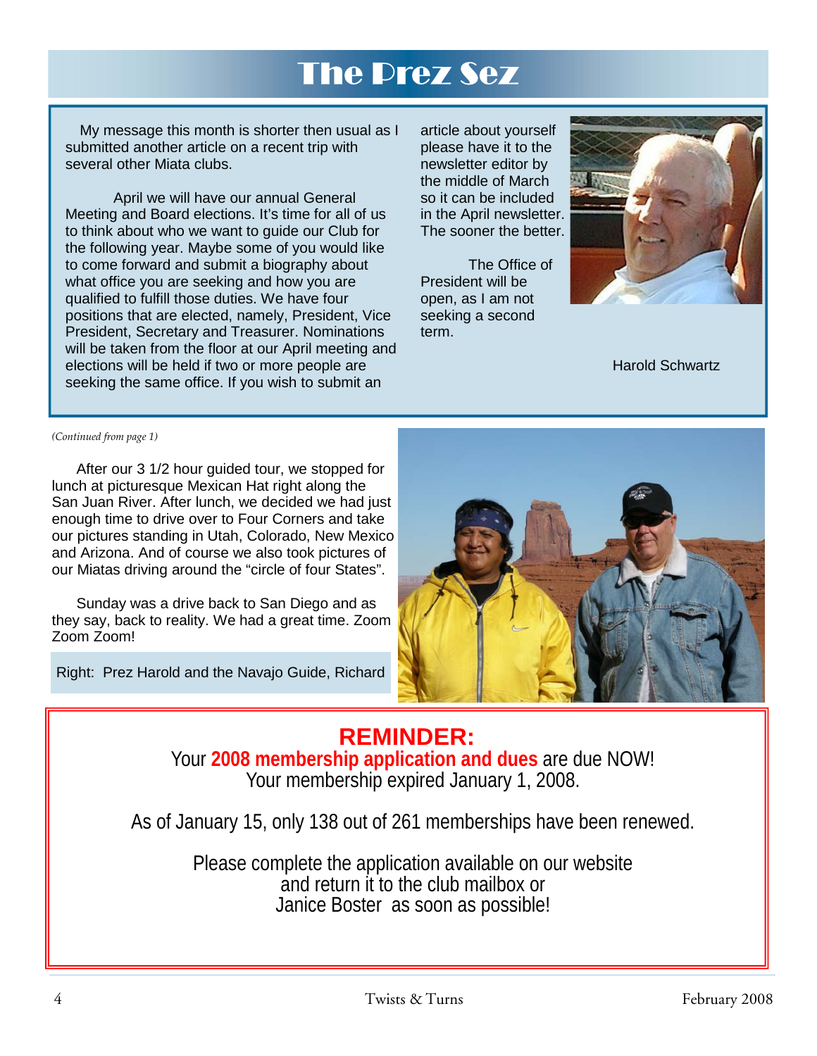# The Prez Sez

My message this month is shorter then usual as I submitted another article on a recent trip with several other Miata clubs.

April we will have our annual General Meeting and Board elections. It's time for all of us to think about who we want to guide our Club for the following year. Maybe some of you would like to come forward and submit a biography about what office you are seeking and how you are qualified to fulfill those duties. We have four positions that are elected, namely, President, Vice President, Secretary and Treasurer. Nominations will be taken from the floor at our April meeting and elections will be held if two or more people are seeking the same office. If you wish to submit an article about yourself please have it to the newsletter editor by the middle of March so it can be included in the April newsletter. The sooner the better.

The Office of President will be open, as I am not seeking a second term.

Harold Schwartz

*(Continued from page 1)*

After our 3 1/2 hour guided tour, we stopped for lunch at picturesque Mexican Hat right along the San Juan River. After lunch, we decided we had just enough time to drive over to Four Corners and take our pictures standing in Utah, Colorado, New Mexico and Arizona. And of course we also took pictures of our Miatas driving around the "circle of four States".

Sunday was a drive back to San Diego and as they say, back to reality. We had a great time. Zoom Zoom Zoom!

Right: Prez Harold and the Navajo Guide, Richard

## REMINDER:

Your **2008 membership application and dues** are due NOW!
Your membership expired January 1, 2008.

As of January 15, only 138 out of 261 memberships have been renewed.

Please complete the application available on our website and return it to the club mailbox or Janice Boster as soon as possible!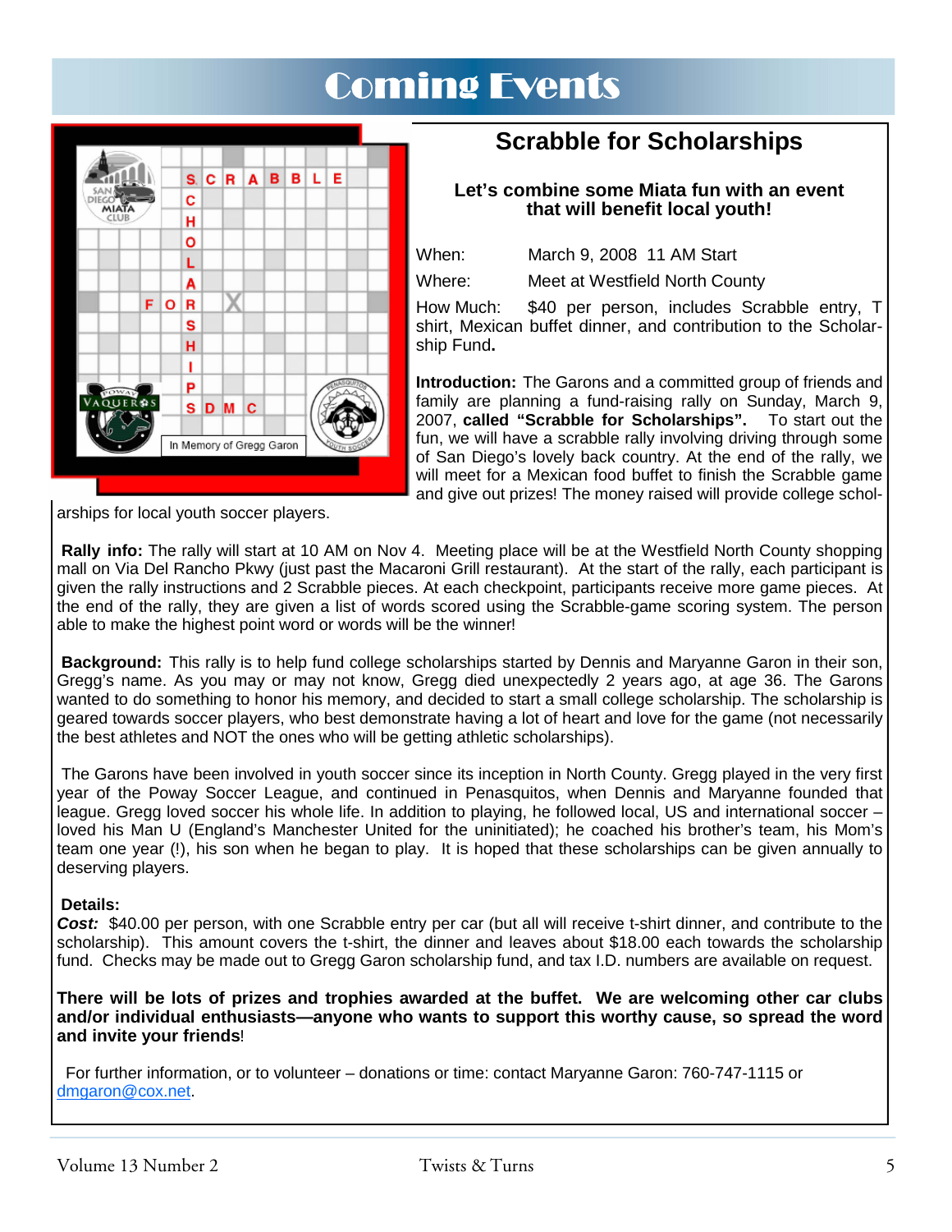# Coming Events

## Scrabble for Scholarships

**Let's combine some Miata fun with an event that will benefit local youth!**

When: March 9, 2008 11 AM Start

Where: Meet at Westfield North County

How Much: $40 per person, includes Scrabble entry, T shirt, Mexican buffet dinner, and contribution to the Scholarship Fund**.**

**Introduction:** The Garons and a committed group of friends and family are planning a fund-raising rally on Sunday, March 9, 2007, **called "Scrabble for Scholarships".** To start out the fun, we will have a scrabble rally involving driving through some of San Diego's lovely back country. At the end of the rally, we will meet for a Mexican food buffet to finish the Scrabble game and give out prizes! The money raised will provide college scholarships for local youth soccer players.

**Rally info:** The rally will start at 10 AM on Nov 4. Meeting place will be at the Westfield North County shopping mall on Via Del Rancho Pkwy (just past the Macaroni Grill restaurant). At the start of the rally, each participant is given the rally instructions and 2 Scrabble pieces. At each checkpoint, participants receive more game pieces. At the end of the rally, they are given a list of words scored using the Scrabble-game scoring system. The person able to make the highest point word or words will be the winner!

**Background:** This rally is to help fund college scholarships started by Dennis and Maryanne Garon in their son, Gregg's name. As you may or may not know, Gregg died unexpectedly 2 years ago, at age 36. The Garons wanted to do something to honor his memory, and decided to start a small college scholarship. The scholarship is geared towards soccer players, who best demonstrate having a lot of heart and love for the game (not necessarily the best athletes and NOT the ones who will be getting athletic scholarships).

The Garons have been involved in youth soccer since its inception in North County. Gregg played in the very first year of the Poway Soccer League, and continued in Penasquitos, when Dennis and Maryanne founded that league. Gregg loved soccer his whole life. In addition to playing, he followed local, US and international soccer – loved his Man U (England's Manchester United for the uninitiated); he coached his brother's team, his Mom's team one year (!), his son when he began to play. It is hoped that these scholarships can be given annually to deserving players.

**Details:**

***Cost:*** $40.00 per person, with one Scrabble entry per car (but all will receive t-shirt dinner, and contribute to the scholarship). This amount covers the t-shirt, the dinner and leaves about $18.00 each towards the scholarship fund. Checks may be made out to Gregg Garon scholarship fund, and tax I.D. numbers are available on request.

**There will be lots of prizes and trophies awarded at the buffet. We are welcoming other car clubs and/or individual enthusiasts—anyone who wants to support this worthy cause, so spread the word and invite your friends**!

For further information, or to volunteer – donations or time: contact Maryanne Garon: 760-747-1115 or dmgaron@cox.net.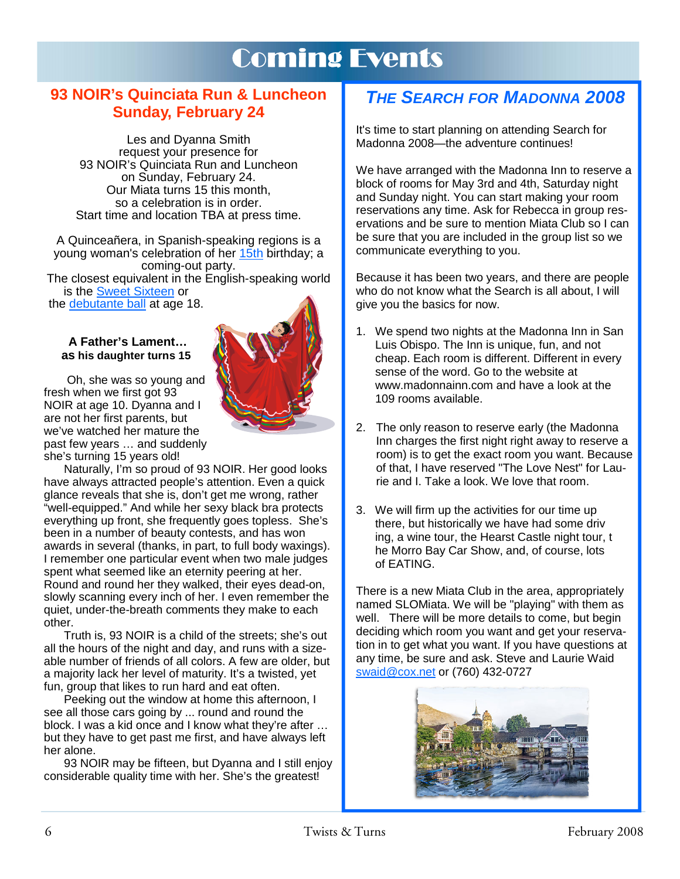# Coming Events

## 93 NOIR's Quinciata Run & Luncheon Sunday, February 24

Les and Dyanna Smith
request your presence for
93 NOIR's Quinciata Run and Luncheon
on Sunday, February 24.
Our Miata turns 15 this month,
so a celebration is in order.
Start time and location TBA at press time.

A Quinceañera, in Spanish-speaking regions is a young woman's celebration of her 15th birthday; a coming-out party.
The closest equivalent in the English-speaking world is the Sweet Sixteen or the debutante ball at age 18.

**A Father's Lament… as his daughter turns 15**

Oh, she was so young and fresh when we first got 93 NOIR at age 10. Dyanna and I are not her first parents, but we've watched her mature the past few years … and suddenly she's turning 15 years old!

Naturally, I'm so proud of 93 NOIR. Her good looks have always attracted people's attention. Even a quick glance reveals that she is, don't get me wrong, rather "well-equipped." And while her sexy black bra protects everything up front, she frequently goes topless. She's been in a number of beauty contests, and has won awards in several (thanks, in part, to full body waxings). I remember one particular event when two male judges spent what seemed like an eternity peering at her. Round and round her they walked, their eyes dead-on, slowly scanning every inch of her. I even remember the quiet, under-the-breath comments they make to each other.

Truth is, 93 NOIR is a child of the streets; she's out all the hours of the night and day, and runs with a sizeable number of friends of all colors. A few are older, but a majority lack her level of maturity. It's a twisted, yet fun, group that likes to run hard and eat often.

Peeking out the window at home this afternoon, I see all those cars going by ... round and round the block. I was a kid once and I know what they're after … but they have to get past me first, and have always left her alone.

93 NOIR may be fifteen, but Dyanna and I still enjoy considerable quality time with her. She's the greatest!

## *The Search for Madonna 2008*

It's time to start planning on attending Search for Madonna 2008—the adventure continues!

We have arranged with the Madonna Inn to reserve a block of rooms for May 3rd and 4th, Saturday night and Sunday night. You can start making your room reservations any time. Ask for Rebecca in group reservations and be sure to mention Miata Club so I can be sure that you are included in the group list so we communicate everything to you.

Because it has been two years, and there are people who do not know what the Search is all about, I will give you the basics for now.

1. We spend two nights at the Madonna Inn in San Luis Obispo. The Inn is unique, fun, and not cheap. Each room is different. Different in every sense of the word. Go to the website at www.madonnainn.com and have a look at the 109 rooms available.

2. The only reason to reserve early (the Madonna Inn charges the first night right away to reserve a room) is to get the exact room you want. Because of that, I have reserved "The Love Nest" for Laurie and I. Take a look. We love that room.

3. We will firm up the activities for our time up there, but historically we have had some driving, a wine tour, the Hearst Castle night tour, the Morro Bay Car Show, and, of course, lots of EATING.

There is a new Miata Club in the area, appropriately named SLOMiata. We will be "playing" with them as well. There will be more details to come, but begin deciding which room you want and get your reservation in to get what you want. If you have questions at any time, be sure and ask. Steve and Laurie Waid swaid@cox.net or (760) 432-0727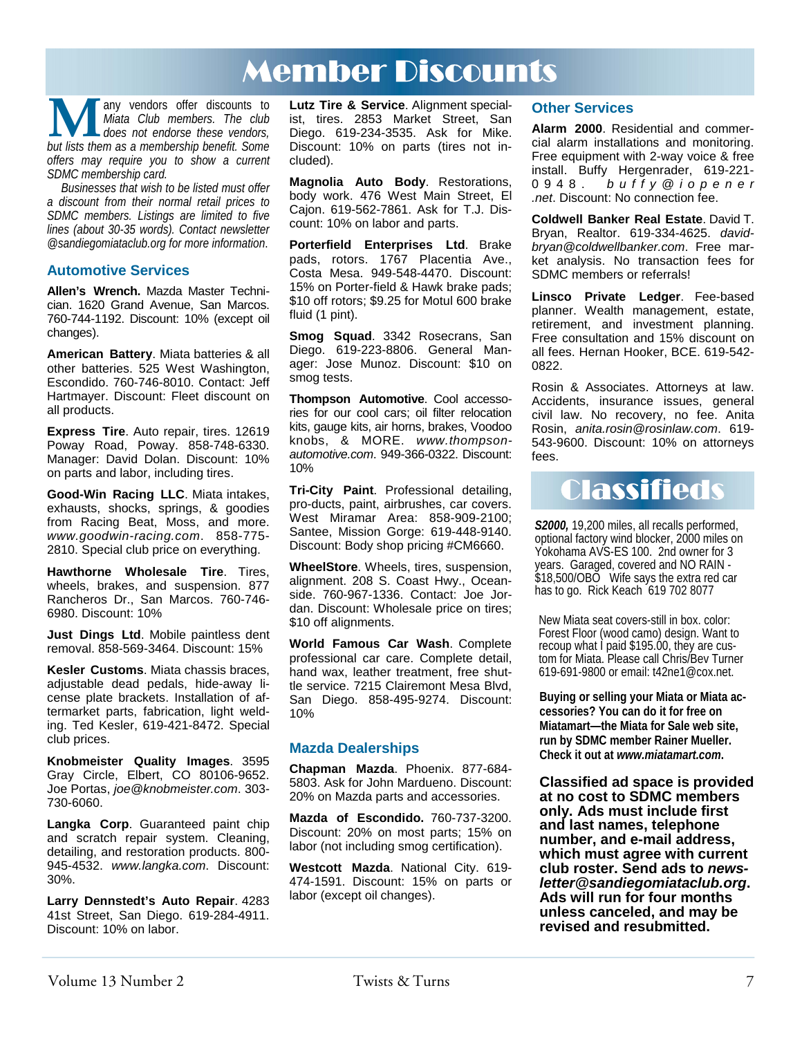# Member Discounts

*Many vendors offer discounts to Miata Club members. The club does not endorse these vendors, but lists them as a membership benefit. Some offers may require you to show a current SDMC membership card.*

*Businesses that wish to be listed must offer a discount from their normal retail prices to SDMC members. Listings are limited to five lines (about 30-35 words). Contact newsletter @sandiegomiataclub.org for more information.*

## Automotive Services

**Allen's Wrench.** Mazda Master Technician. 1620 Grand Avenue, San Marcos. 760-744-1192. Discount: 10% (except oil changes).

**American Battery**. Miata batteries & all other batteries. 525 West Washington, Escondido. 760-746-8010. Contact: Jeff Hartmayer. Discount: Fleet discount on all products.

**Express Tire**. Auto repair, tires. 12619 Poway Road, Poway. 858-748-6330. Manager: David Dolan. Discount: 10% on parts and labor, including tires.

**Good-Win Racing LLC**. Miata intakes, exhausts, shocks, springs, & goodies from Racing Beat, Moss, and more. *www.goodwin-racing.com*. 858-775-2810. Special club price on everything.

**Hawthorne Wholesale Tire**. Tires, wheels, brakes, and suspension. 877 Rancheros Dr., San Marcos. 760-746-6980. Discount: 10%

**Just Dings Ltd**. Mobile paintless dent removal. 858-569-3464. Discount: 15%

**Kesler Customs**. Miata chassis braces, adjustable dead pedals, hide-away license plate brackets. Installation of aftermarket parts, fabrication, light welding. Ted Kesler, 619-421-8472. Special club prices.

**Knobmeister Quality Images**. 3595 Gray Circle, Elbert, CO 80106-9652. Joe Portas, *joe@knobmeister.com*. 303-730-6060.

**Langka Corp**. Guaranteed paint chip and scratch repair system. Cleaning, detailing, and restoration products. 800-945-4532. *www.langka.com*. Discount: 30%.

**Larry Dennstedt's Auto Repair**. 4283 41st Street, San Diego. 619-284-4911. Discount: 10% on labor.

**Lutz Tire & Service**. Alignment specialist, tires. 2853 Market Street, San Diego. 619-234-3535. Ask for Mike. Discount: 10% on parts (tires not included).

**Magnolia Auto Body**. Restorations, body work. 476 West Main Street, El Cajon. 619-562-7861. Ask for T.J. Discount: 10% on labor and parts.

**Porterfield Enterprises Ltd**. Brake pads, rotors. 1767 Placentia Ave., Costa Mesa. 949-548-4470. Discount: 15% on Porter-field & Hawk brake pads; $10 off rotors; $9.25 for Motul 600 brake fluid (1 pint).

**Smog Squad**. 3342 Rosecrans, San Diego. 619-223-8806. General Manager: Jose Munoz. Discount: $10 on smog tests.

**Thompson Automotive**. Cool accessories for our cool cars; oil filter relocation kits, gauge kits, air horns, brakes, Voodoo knobs, & MORE. *www.thompson-automotive.com*. 949-366-0322. Discount: 10%

**Tri-City Paint**. Professional detailing, pro-ducts, paint, airbrushes, car covers. West Miramar Area: 858-909-2100; Santee, Mission Gorge: 619-448-9140. Discount: Body shop pricing #CM6660.

**WheelStore**. Wheels, tires, suspension, alignment. 208 S. Coast Hwy., Oceanside. 760-967-1336. Contact: Joe Jordan. Discount: Wholesale price on tires; $10 off alignments.

**World Famous Car Wash**. Complete professional car care. Complete detail, hand wax, leather treatment, free shuttle service. 7215 Clairemont Mesa Blvd, San Diego. 858-495-9274. Discount: 10%

## Mazda Dealerships

**Chapman Mazda**. Phoenix. 877-684-5803. Ask for John Mardueno. Discount: 20% on Mazda parts and accessories.

**Mazda of Escondido.** 760-737-3200. Discount: 20% on most parts; 15% on labor (not including smog certification).

**Westcott Mazda**. National City. 619-474-1591. Discount: 15% on parts or labor (except oil changes).

## Other Services

**Alarm 2000**. Residential and commercial alarm installations and monitoring. Free equipment with 2-way voice & free install. Buffy Hergenrader, 619-221-0948. *buffy@iopener.net*. Discount: No connection fee.

**Coldwell Banker Real Estate**. David T. Bryan, Realtor. 619-334-4625. *davidbryan@coldwellbanker.com*. Free market analysis. No transaction fees for SDMC members or referrals!

**Linsco Private Ledger**. Fee-based planner. Wealth management, estate, retirement, and investment planning. Free consultation and 15% discount on all fees. Hernan Hooker, BCE. 619-542-0822.

Rosin & Associates. Attorneys at law. Accidents, insurance issues, general civil law. No recovery, no fee. Anita Rosin, *anita.rosin@rosinlaw.com*. 619-543-9600. Discount: 10% on attorneys fees.

# Classifieds

***S2000,*** 19,200 miles, all recalls performed, optional factory wind blocker, 2000 miles on Yokohama AVS-ES 100. 2nd owner for 3 years. Garaged, covered and NO RAIN - $18,500/OBO Wife says the extra red car has to go. Rick Keach 619 702 8077

New Miata seat covers-still in box. color: Forest Floor (wood camo) design. Want to recoup what I paid $195.00, they are custom for Miata. Please call Chris/Bev Turner 619-691-9800 or email: t42ne1@cox.net.

**Buying or selling your Miata or Miata accessories? You can do it for free on Miatamart—the Miata for Sale web site, run by SDMC member Rainer Mueller. Check it out at *www.miatamart.com*.**

**Classified ad space is provided at no cost to SDMC members only. Ads must include first and last names, telephone number, and e-mail address, which must agree with current club roster. Send ads to *newsletter@sandiegomiataclub.org*. Ads will run for four months unless canceled, and may be revised and resubmitted.**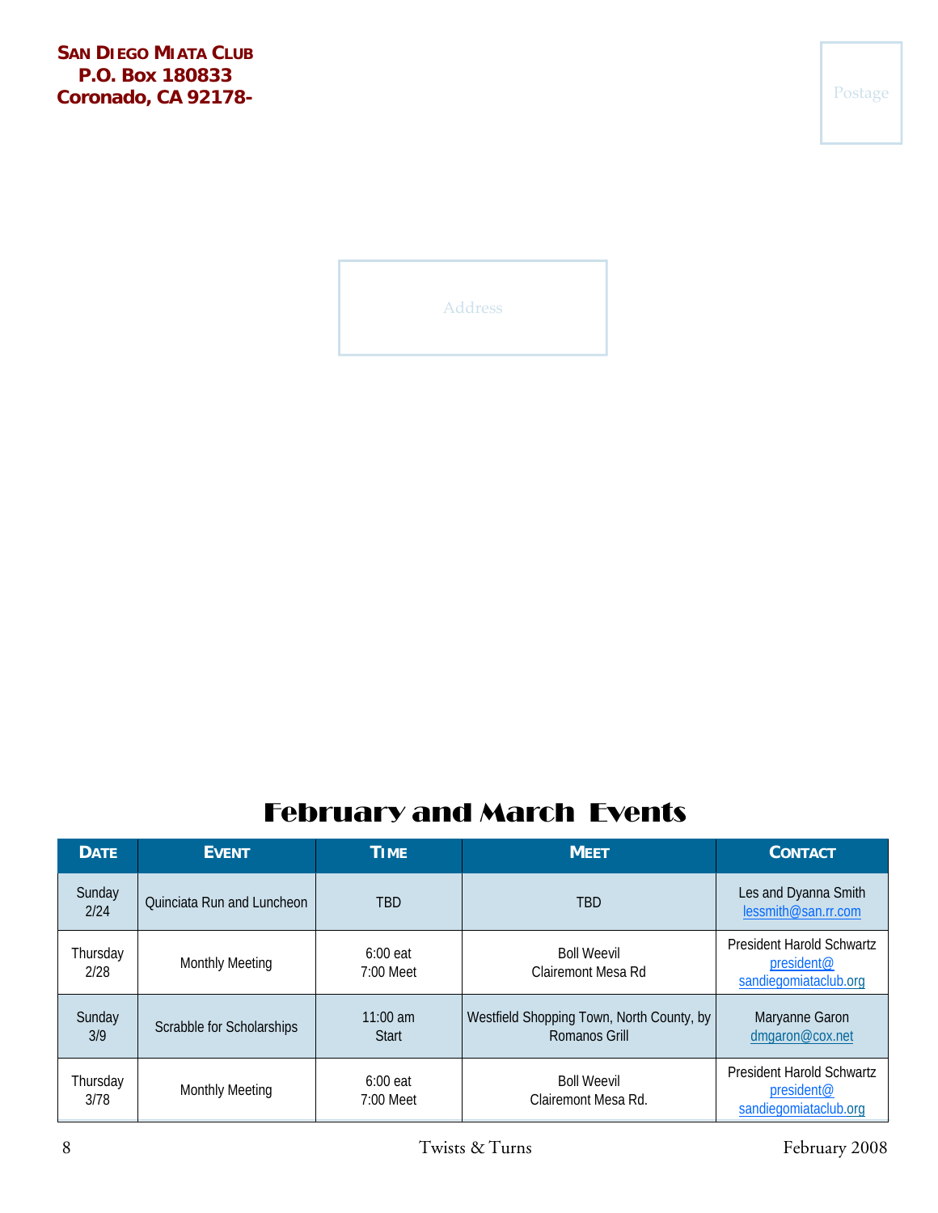**SAN DIEGO MIATA CLUB**
**P.O. Box 180833**
**Coronado, CA 92178-**

Postage

Address

# February and March Events

| DATE | EVENT | TIME | MEET | CONTACT |
| --- | --- | --- | --- | --- |
| Sunday 2/24 | Quinciata Run and Luncheon | TBD | TBD | Les and Dyanna Smith lessmith@san.rr.com |
| Thursday 2/28 | Monthly Meeting | 6:00 eat 7:00 Meet | Boll Weevil Clairemont Mesa Rd | President Harold Schwartz president@ sandiegomiataclub.org |
| Sunday 3/9 | Scrabble for Scholarships | 11:00 am Start | Westfield Shopping Town, North County, by Romanos Grill | Maryanne Garon dmgaron@cox.net |
| Thursday 3/78 | Monthly Meeting | 6:00 eat 7:00 Meet | Boll Weevil Clairemont Mesa Rd. | President Harold Schwartz president@ sandiegomiataclub.org |